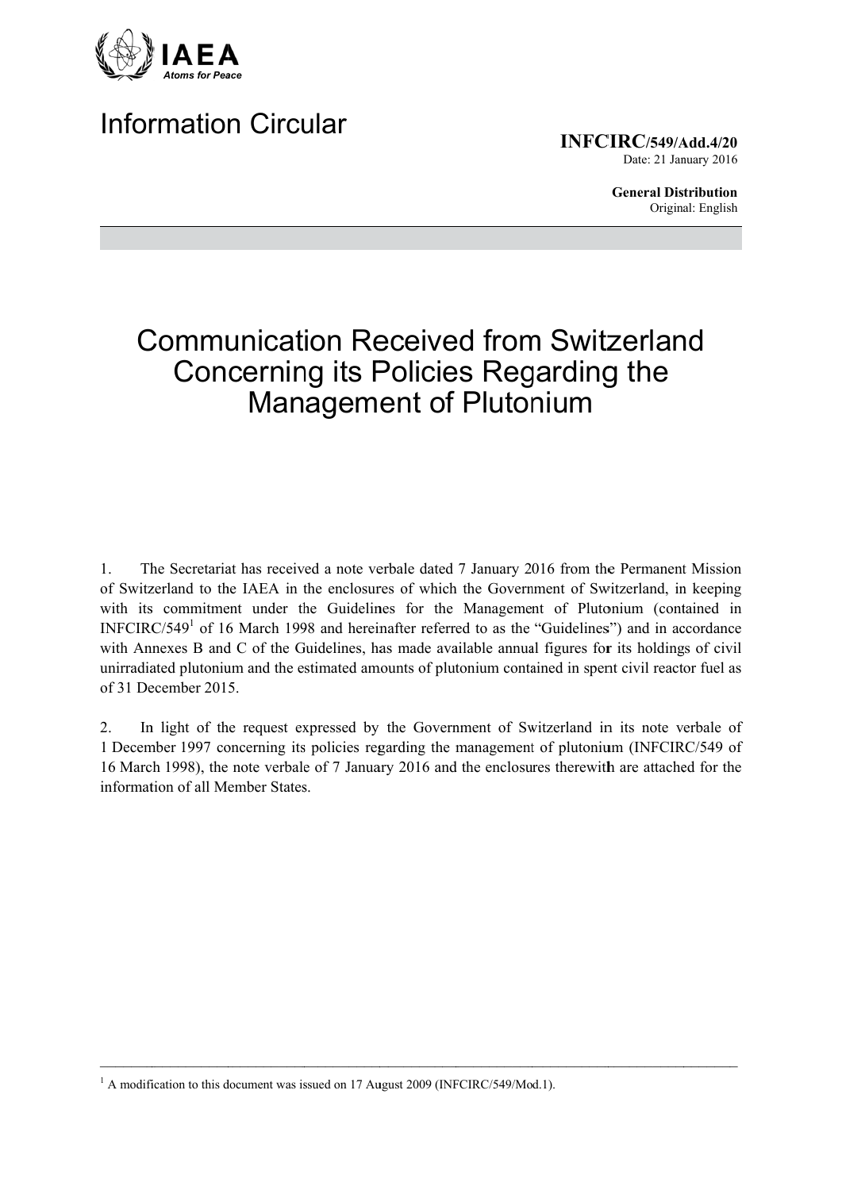IAEA
*Atoms for Peace*

# Information Circular

**INFCIRC/549/Add.4/20**
Date: 21 January 2016

**General Distribution**
Original: English

# Communication Received from Switzerland Concerning its Policies Regarding the Management of Plutonium

1. The Secretariat has received a note verbale dated 7 January 2016 from the Permanent Mission of Switzerland to the IAEA in the enclosures of which the Government of Switzerland, in keeping with its commitment under the Guidelines for the Management of Plutonium (contained in INFCIRC/549[1] of 16 March 1998 and hereinafter referred to as the "Guidelines") and in accordance with Annexes B and C of the Guidelines, has made available annual figures for its holdings of civil unirradiated plutonium and the estimated amounts of plutonium contained in spent civil reactor fuel as of 31 December 2015.

2. In light of the request expressed by the Government of Switzerland in its note verbale of 1 December 1997 concerning its policies regarding the management of plutonium (INFCIRC/549 of 16 March 1998), the note verbale of 7 January 2016 and the enclosures therewith are attached for the information of all Member States.

---

[1] A modification to this document was issued on 17 August 2009 (INFCIRC/549/Mod.1).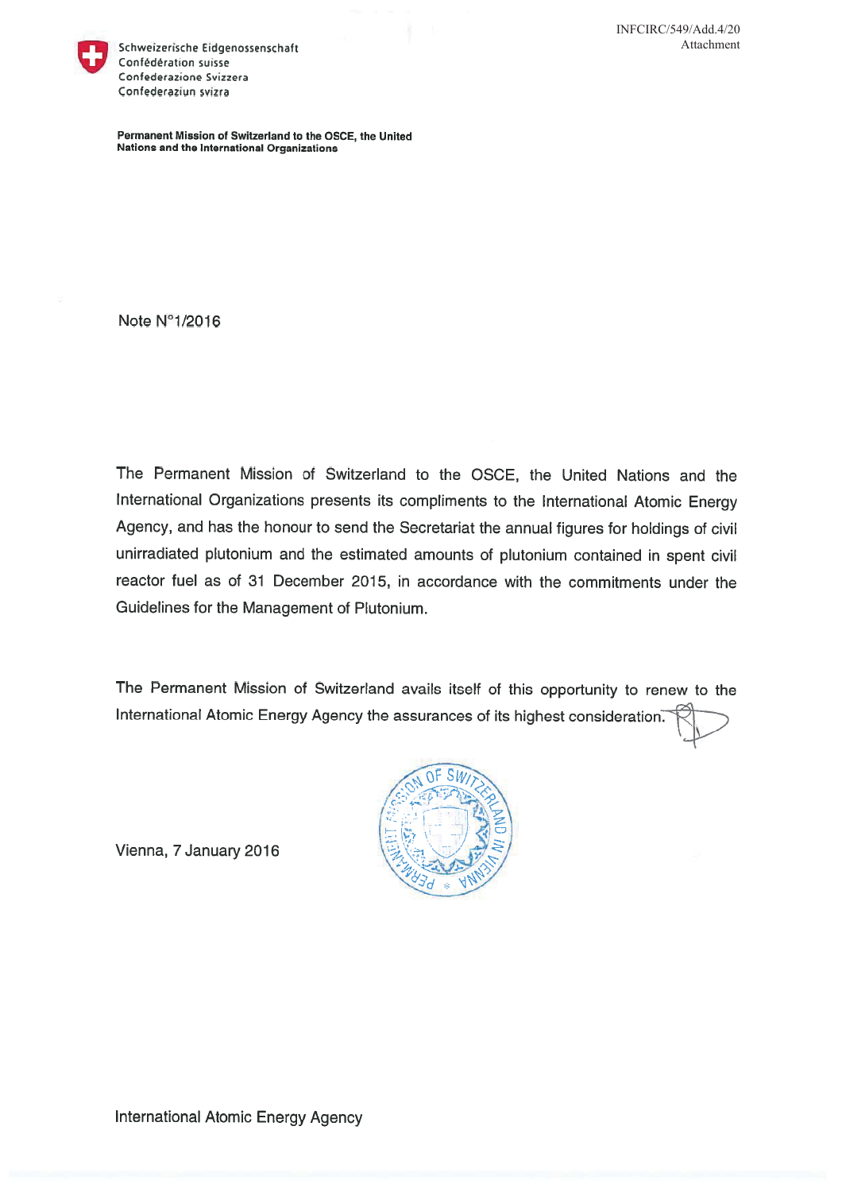INFCIRC/549/Add.4/20
Attachment

Schweizerische Eidgenossenschaft
Confédération suisse
Confederazione Svizzera
Confederaziun svizra

**Permanent Mission of Switzerland to the OSCE, the United Nations and the International Organizations**

Note N°1/2016

The Permanent Mission of Switzerland to the OSCE, the United Nations and the International Organizations presents its compliments to the International Atomic Energy Agency, and has the honour to send the Secretariat the annual figures for holdings of civil unirradiated plutonium and the estimated amounts of plutonium contained in spent civil reactor fuel as of 31 December 2015, in accordance with the commitments under the Guidelines for the Management of Plutonium.

The Permanent Mission of Switzerland avails itself of this opportunity to renew to the International Atomic Energy Agency the assurances of its highest consideration.

Vienna, 7 January 2016

International Atomic Energy Agency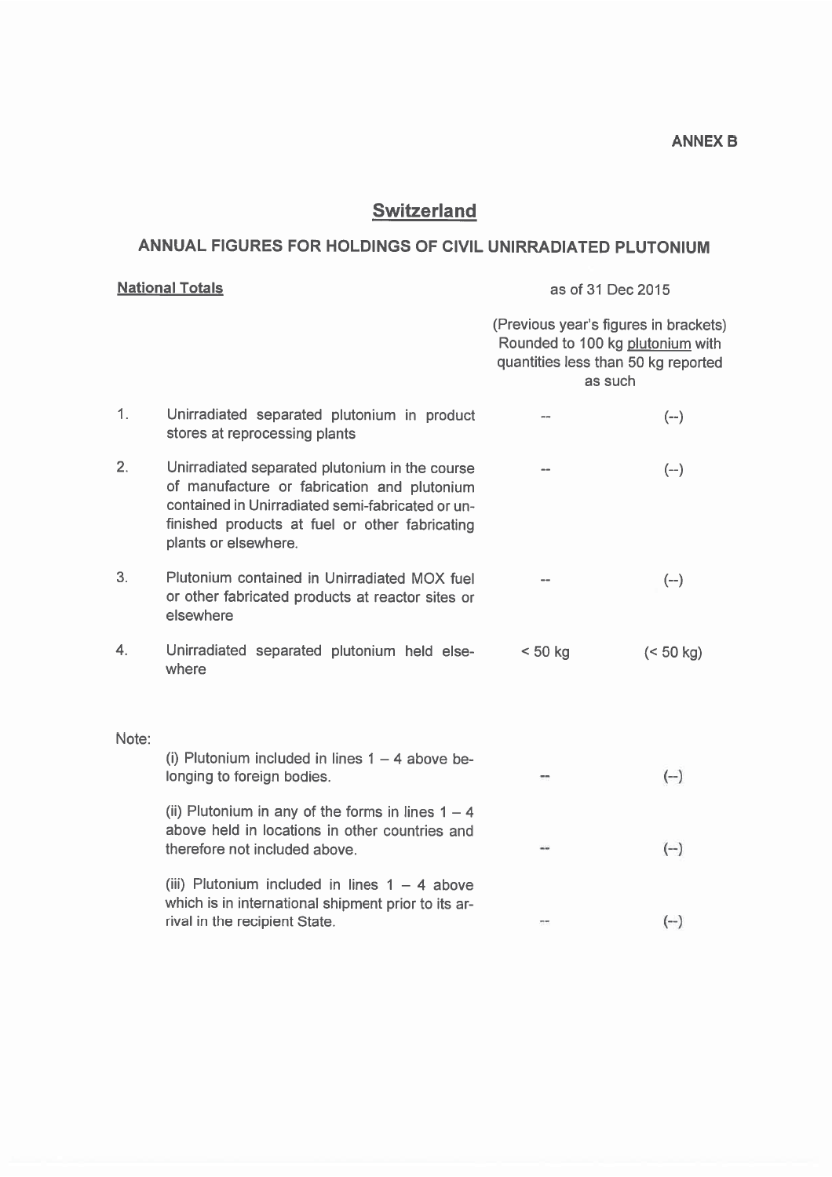**ANNEX B**

# Switzerland

## ANNUAL FIGURES FOR HOLDINGS OF CIVIL UNIRRADIATED PLUTONIUM

| **National Totals** | | as of 31 Dec 2015 | |
|---|---|---|---|
| | | (Previous year's figures in brackets) Rounded to 100 kg plutonium with quantities less than 50 kg reported as such | |
| 1. | Unirradiated separated plutonium in product stores at reprocessing plants | -- | (--) |
| 2. | Unirradiated separated plutonium in the course of manufacture or fabrication and plutonium contained in Unirradiated semi-fabricated or unfinished products at fuel or other fabricating plants or elsewhere. | -- | (--) |
| 3. | Plutonium contained in Unirradiated MOX fuel or other fabricated products at reactor sites or elsewhere | -- | (--) |
| 4. | Unirradiated separated plutonium held elsewhere | < 50 kg | (< 50 kg) |

Note:

| | | | |
|---|---|---|---|
| | (i) Plutonium included in lines 1 – 4 above belonging to foreign bodies. | -- | (--) |
| | (ii) Plutonium in any of the forms in lines 1 – 4 above held in locations in other countries and therefore not included above. | -- | (--) |
| | (iii) Plutonium included in lines 1 – 4 above which is in international shipment prior to its arrival in the recipient State. | -- | (--) |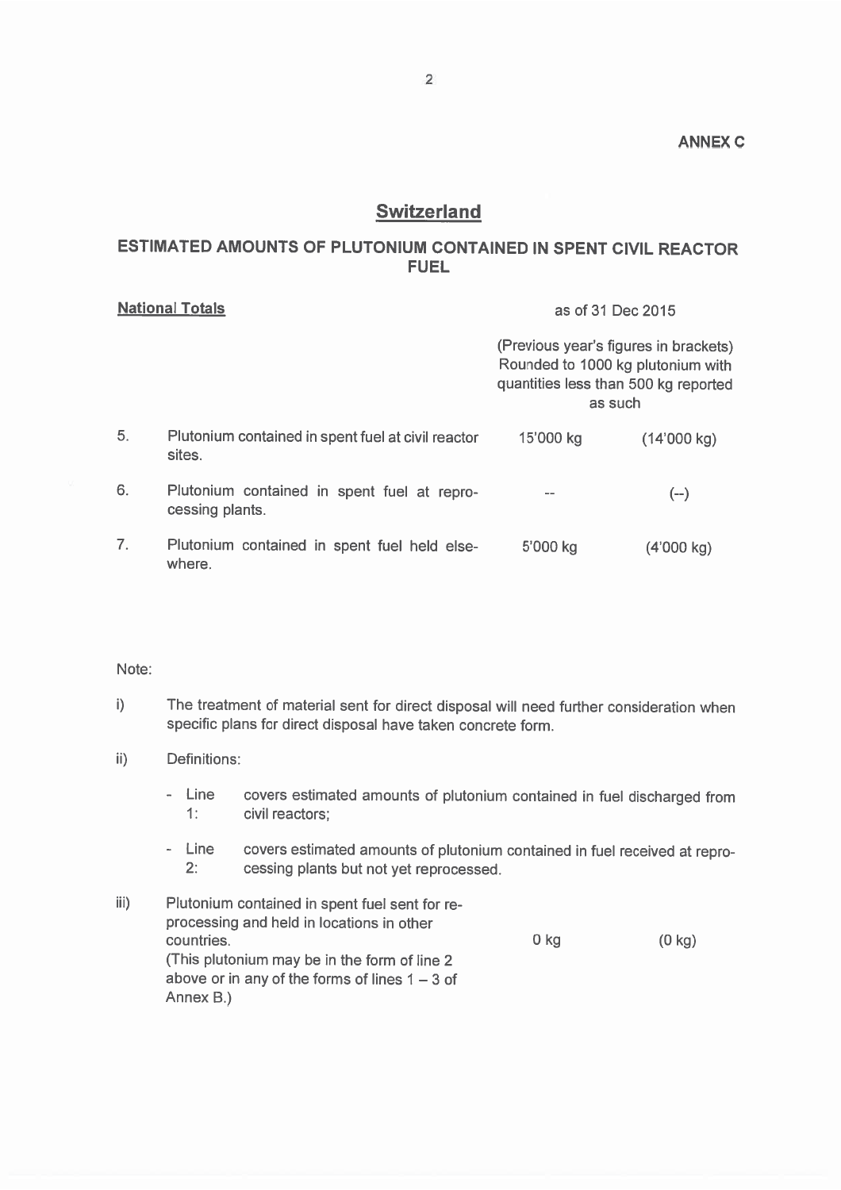**ANNEX C**

# Switzerland

## ESTIMATED AMOUNTS OF PLUTONIUM CONTAINED IN SPENT CIVIL REACTOR FUEL

| **National Totals** | | as of 31 Dec 2015 | |
|---|---|---|---|
| | | (Previous year's figures in brackets) Rounded to 1000 kg plutonium with quantities less than 500 kg reported as such | |
| 5. | Plutonium contained in spent fuel at civil reactor sites. | 15'000 kg | (14'000 kg) |
| 6. | Plutonium contained in spent fuel at reprocessing plants. | -- | (--) |
| 7. | Plutonium contained in spent fuel held elsewhere. | 5'000 kg | (4'000 kg) |

Note:

i) The treatment of material sent for direct disposal will need further consideration when specific plans for direct disposal have taken concrete form.

ii) Definitions:

- Line 1: covers estimated amounts of plutonium contained in fuel discharged from civil reactors;
- Line 2: covers estimated amounts of plutonium contained in fuel received at reprocessing plants but not yet reprocessed.

| | | | |
|---|---|---|---|
| iii) | Plutonium contained in spent fuel sent for reprocessing and held in locations in other countries. (This plutonium may be in the form of line 2 above or in any of the forms of lines 1 – 3 of Annex B.) | 0 kg | (0 kg) |